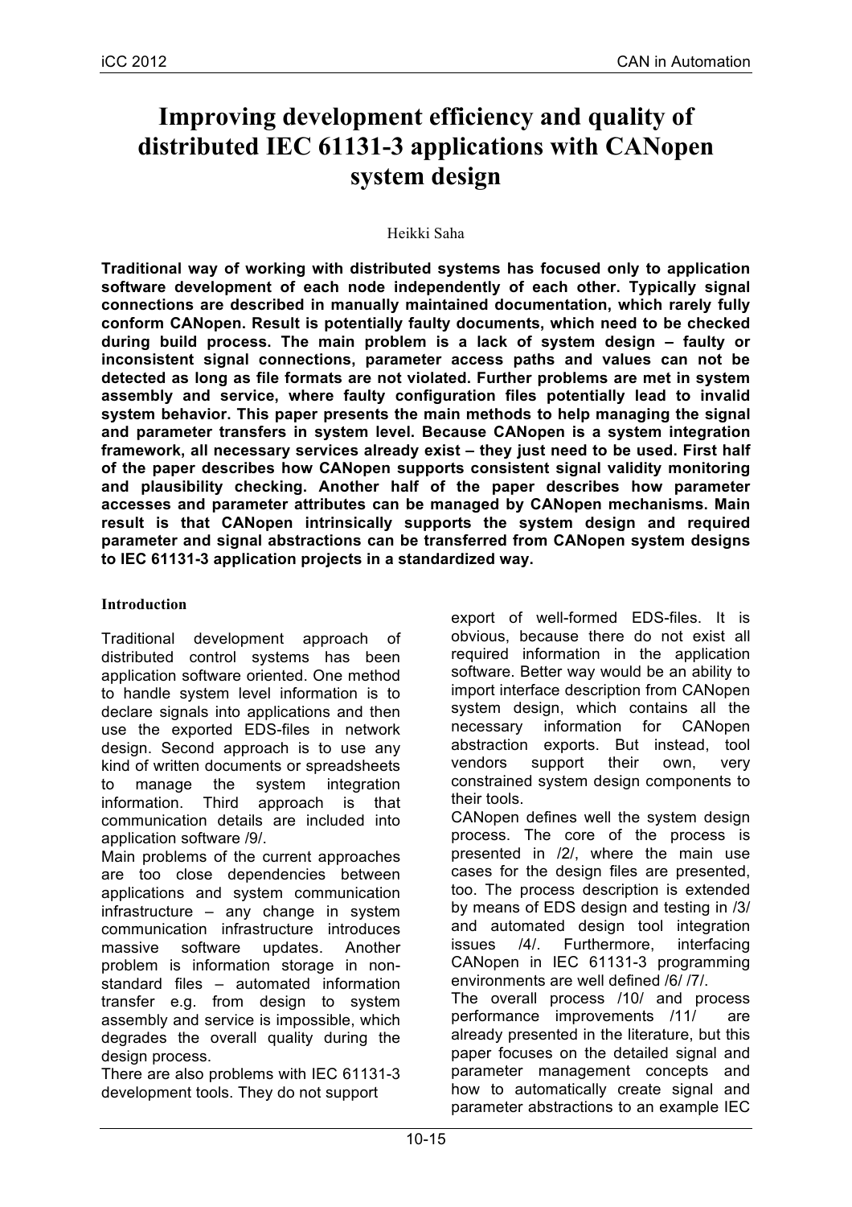# Improving development efficiency and quality of distributed IEC 61131-3 applications with CANopen system design

Heikki Saha

**Traditional way of working with distributed systems has focused only to application software development of each node independently of each other. Typically signal connections are described in manually maintained documentation, which rarely fully conform CANopen. Result is potentially faulty documents, which need to be checked during build process. The main problem is a lack of system design – faulty or inconsistent signal connections, parameter access paths and values can not be detected as long as file formats are not violated. Further problems are met in system assembly and service, where faulty configuration files potentially lead to invalid system behavior. This paper presents the main methods to help managing the signal and parameter transfers in system level. Because CANopen is a system integration framework, all necessary services already exist – they just need to be used. First half of the paper describes how CANopen supports consistent signal validity monitoring and plausibility checking. Another half of the paper describes how parameter accesses and parameter attributes can be managed by CANopen mechanisms. Main result is that CANopen intrinsically supports the system design and required parameter and signal abstractions can be transferred from CANopen system designs to IEC 61131-3 application projects in a standardized way.**

## Introduction

Traditional development approach of distributed control systems has been application software oriented. One method to handle system level information is to declare signals into applications and then use the exported EDS-files in network design. Second approach is to use any kind of written documents or spreadsheets to manage the system integration information. Third approach is that communication details are included into application software /9/.

Main problems of the current approaches are too close dependencies between applications and system communication infrastructure – any change in system communication infrastructure introduces massive software updates. Another problem is information storage in non-standard files – automated information transfer e.g. from design to system assembly and service is impossible, which degrades the overall quality during the design process.

There are also problems with IEC 61131-3 development tools. They do not support export of well-formed EDS-files. It is obvious, because there do not exist all required information in the application software. Better way would be an ability to import interface description from CANopen system design, which contains all the necessary information for CANopen abstraction exports. But instead, tool vendors support their own, very constrained system design components to their tools.

CANopen defines well the system design process. The core of the process is presented in /2/, where the main use cases for the design files are presented, too. The process description is extended by means of EDS design and testing in /3/ and automated design tool integration issues /4/. Furthermore, interfacing CANopen in IEC 61131-3 programming environments are well defined /6/ /7/.

The overall process /10/ and process performance improvements /11/ are already presented in the literature, but this paper focuses on the detailed signal and parameter management concepts and how to automatically create signal and parameter abstractions to an example IEC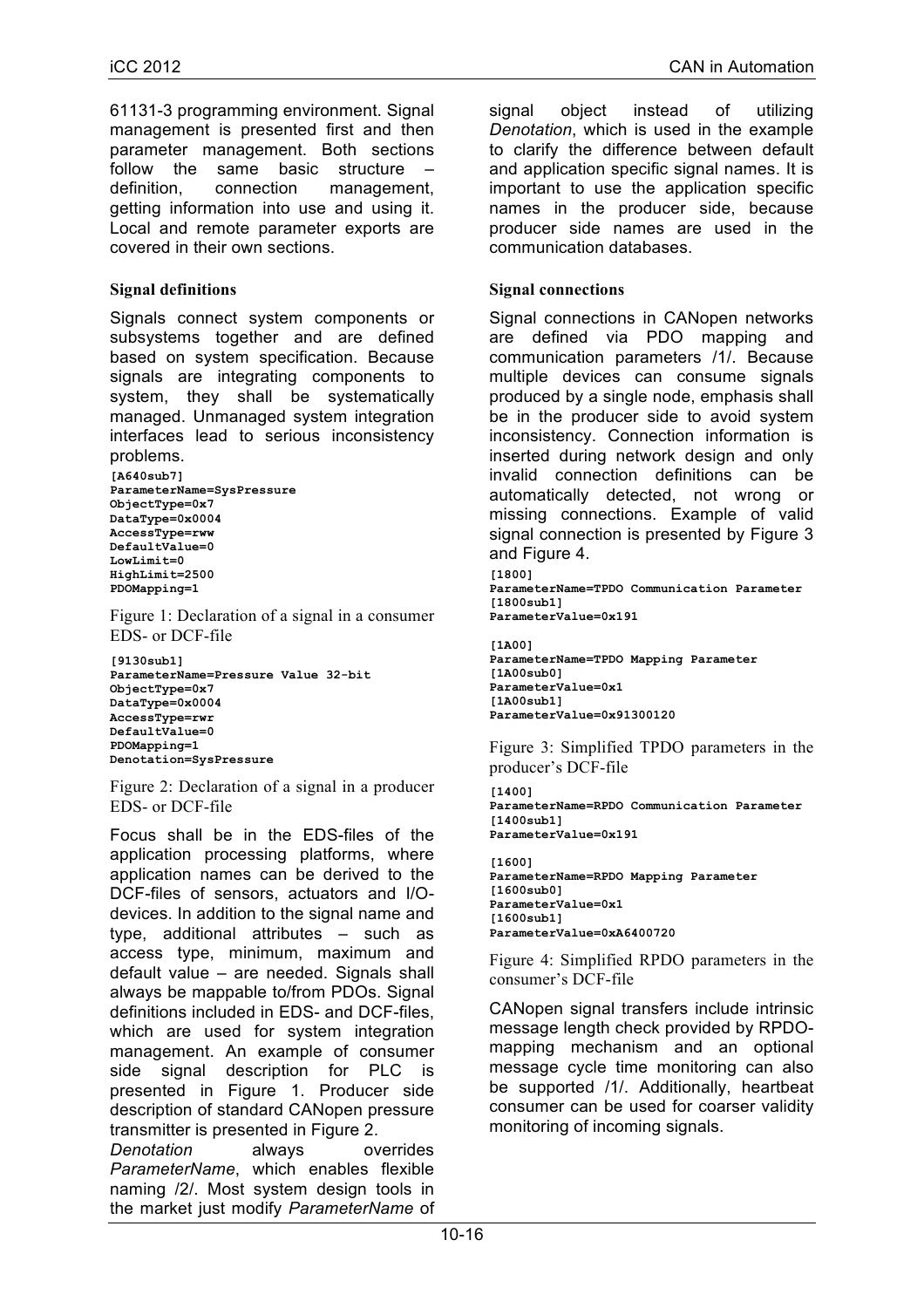61131-3 programming environment. Signal management is presented first and then parameter management. Both sections follow the same basic structure – definition, connection management, getting information into use and using it. Local and remote parameter exports are covered in their own sections.

### Signal definitions

Signals connect system components or subsystems together and are defined based on system specification. Because signals are integrating components to system, they shall be systematically managed. Unmanaged system integration interfaces lead to serious inconsistency problems.

```
[A640sub7]
ParameterName=SysPressure
ObjectType=0x7
DataType=0x0004
AccessType=rww
DefaultValue=0
LowLimit=0
HighLimit=2500
PDOMapping=1
```

Figure 1: Declaration of a signal in a consumer EDS- or DCF-file

```
[9130sub1]
ParameterName=Pressure Value 32-bit
ObjectType=0x7
DataType=0x0004
AccessType=rwr
DefaultValue=0
PDOMapping=1
Denotation=SysPressure
```

Figure 2: Declaration of a signal in a producer EDS- or DCF-file

Focus shall be in the EDS-files of the application processing platforms, where application names can be derived to the DCF-files of sensors, actuators and I/O-devices. In addition to the signal name and type, additional attributes – such as access type, minimum, maximum and default value – are needed. Signals shall always be mappable to/from PDOs. Signal definitions included in EDS- and DCF-files, which are used for system integration management. An example of consumer side signal description for PLC is presented in Figure 1. Producer side description of standard CANopen pressure transmitter is presented in Figure 2.

*Denotation* always overrides *ParameterName*, which enables flexible naming /2/. Most system design tools in the market just modify *ParameterName* of signal object instead of utilizing *Denotation*, which is used in the example to clarify the difference between default and application specific signal names. It is important to use the application specific names in the producer side, because producer side names are used in the communication databases.

### Signal connections

Signal connections in CANopen networks are defined via PDO mapping and communication parameters /1/. Because multiple devices can consume signals produced by a single node, emphasis shall be in the producer side to avoid system inconsistency. Connection information is inserted during network design and only invalid connection definitions can be automatically detected, not wrong or missing connections. Example of valid signal connection is presented by Figure 3 and Figure 4.

```
[1800]
ParameterName=TPDO Communication Parameter
[1800sub1]
ParameterValue=0x191

[1A00]
ParameterName=TPDO Mapping Parameter
[1A00sub0]
ParameterValue=0x1
[1A00sub1]
ParameterValue=0x91300120
```

Figure 3: Simplified TPDO parameters in the producer's DCF-file

```
[1400]
ParameterName=RPDO Communication Parameter
[1400sub1]
ParameterValue=0x191

[1600]
ParameterName=RPDO Mapping Parameter
[1600sub0]
ParameterValue=0x1
[1600sub1]
ParameterValue=0xA6400720
```

Figure 4: Simplified RPDO parameters in the consumer's DCF-file

CANopen signal transfers include intrinsic message length check provided by RPDO-mapping mechanism and an optional message cycle time monitoring can also be supported /1/. Additionally, heartbeat consumer can be used for coarser validity monitoring of incoming signals.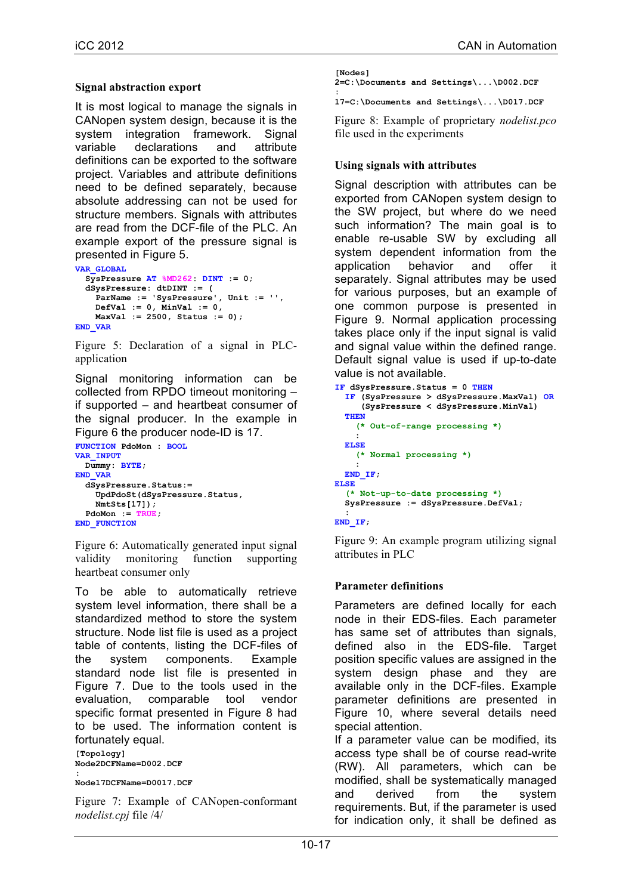### Signal abstraction export

It is most logical to manage the signals in CANopen system design, because it is the system integration framework. Signal variable declarations and attribute definitions can be exported to the software project. Variables and attribute definitions need to be defined separately, because absolute addressing can not be used for structure members. Signals with attributes are read from the DCF-file of the PLC. An example export of the pressure signal is presented in Figure 5.

```
VAR_GLOBAL
  SysPressure AT %MD262: DINT := 0;
  dSysPressure: dtDINT := (
    ParName := 'SysPressure', Unit := '',
    DefVal := 0, MinVal := 0,
    MaxVal := 2500, Status := 0);
END_VAR
```

Figure 5: Declaration of a signal in PLC-application

Signal monitoring information can be collected from RPDO timeout monitoring – if supported – and heartbeat consumer of the signal producer. In the example in Figure 6 the producer node-ID is 17.

```
FUNCTION PdoMon : BOOL
VAR_INPUT
  Dummy: BYTE;
END_VAR
  dSysPressure.Status:=
    UpdPdoSt(dSysPressure.Status,
    NmtSts[17]);
  PdoMon := TRUE;
END_FUNCTION
```

Figure 6: Automatically generated input signal validity monitoring function supporting heartbeat consumer only

To be able to automatically retrieve system level information, there shall be a standardized method to store the system structure. Node list file is used as a project table of contents, listing the DCF-files of the system components. Example standard node list file is presented in Figure 7. Due to the tools used in the evaluation, comparable tool vendor specific format presented in Figure 8 had to be used. The information content is fortunately equal.

```
[Topology]
Node2DCFName=D002.DCF
:
Node17DCFName=D0017.DCF
```

Figure 7: Example of CANopen-conformant *nodelist.cpj* file /4/

```
[Nodes]
2=C:\Documents and Settings\...\D002.DCF
:
17=C:\Documents and Settings\...\D017.DCF
```

Figure 8: Example of proprietary *nodelist.pco* file used in the experiments

### Using signals with attributes

Signal description with attributes can be exported from CANopen system design to the SW project, but where do we need such information? The main goal is to enable re-usable SW by excluding all system dependent information from the application behavior and offer it separately. Signal attributes may be used for various purposes, but an example of one common purpose is presented in Figure 9. Normal application processing takes place only if the input signal is valid and signal value within the defined range. Default signal value is used if up-to-date value is not available.

```
IF dSysPressure.Status = 0 THEN
  IF (SysPressure > dSysPressure.MaxVal) OR
     (SysPressure < dSysPressure.MinVal)
  THEN
    (* Out-of-range processing *)
    :
  ELSE
    (* Normal processing *)
    :
  END_IF;
ELSE
  (* Not-up-to-date processing *)
  SysPressure := dSysPressure.DefVal;
  :
END_IF;
```

Figure 9: An example program utilizing signal attributes in PLC

### Parameter definitions

Parameters are defined locally for each node in their EDS-files. Each parameter has same set of attributes than signals, defined also in the EDS-file. Target position specific values are assigned in the system design phase and they are available only in the DCF-files. Example parameter definitions are presented in Figure 10, where several details need special attention.

If a parameter value can be modified, its access type shall be of course read-write (RW). All parameters, which can be modified, shall be systematically managed and derived from the system requirements. But, if the parameter is used for indication only, it shall be defined as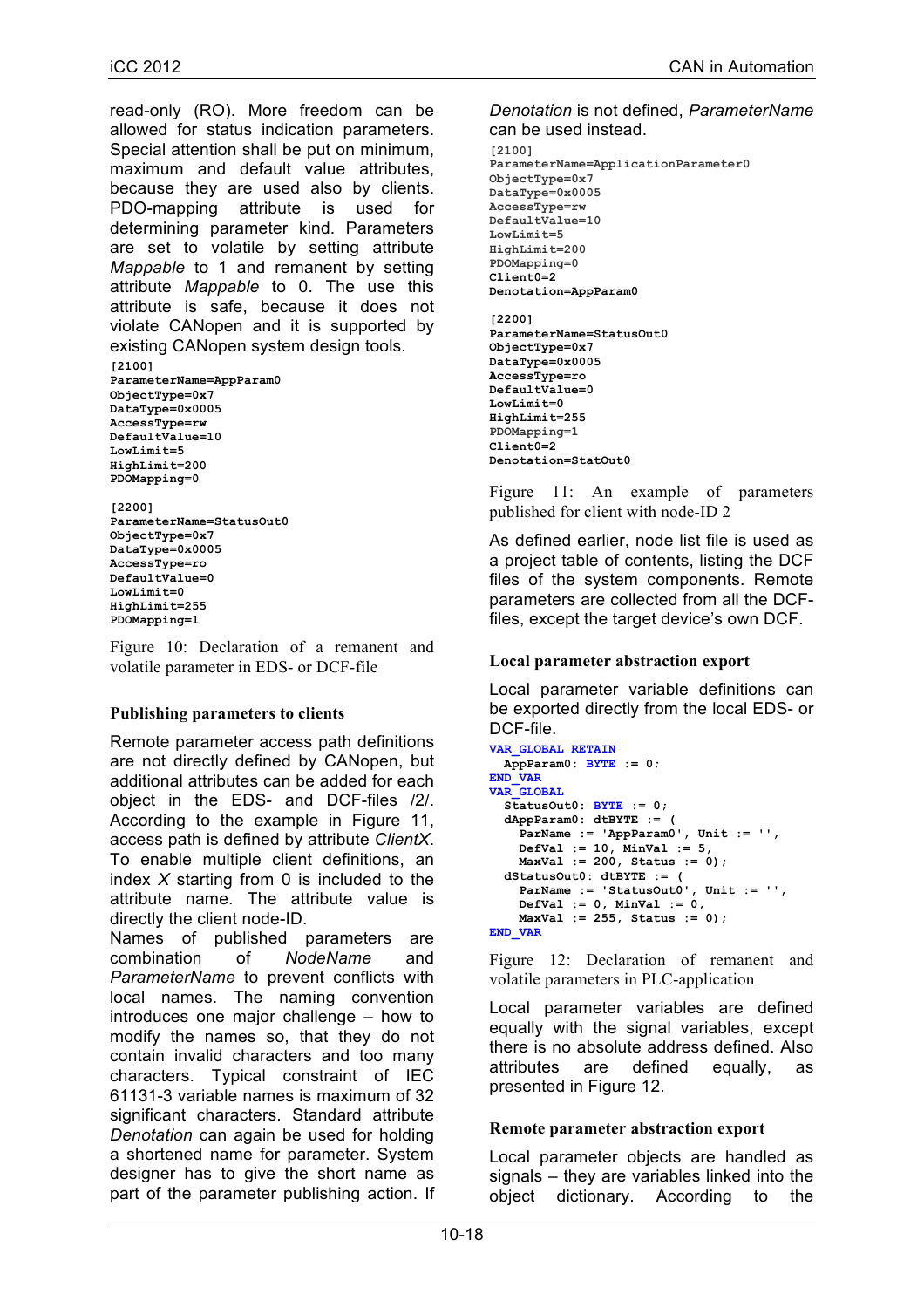read-only (RO). More freedom can be allowed for status indication parameters. Special attention shall be put on minimum, maximum and default value attributes, because they are used also by clients. PDO-mapping attribute is used for determining parameter kind. Parameters are set to volatile by setting attribute *Mappable* to 1 and remanent by setting attribute *Mappable* to 0. The use this attribute is safe, because it does not violate CANopen and it is supported by existing CANopen system design tools.

```
[2100]
ParameterName=AppParam0
ObjectType=0x7
DataType=0x0005
AccessType=rw
DefaultValue=10
LowLimit=5
HighLimit=200
PDOMapping=0

[2200]
ParameterName=StatusOut0
ObjectType=0x7
DataType=0x0005
AccessType=ro
DefaultValue=0
LowLimit=0
HighLimit=255
PDOMapping=1
```

Figure 10: Declaration of a remanent and volatile parameter in EDS- or DCF-file

### Publishing parameters to clients

Remote parameter access path definitions are not directly defined by CANopen, but additional attributes can be added for each object in the EDS- and DCF-files /2/. According to the example in Figure 11, access path is defined by attribute *ClientX*. To enable multiple client definitions, an index *X* starting from 0 is included to the attribute name. The attribute value is directly the client node-ID.

Names of published parameters are combination of *NodeName* and *ParameterName* to prevent conflicts with local names. The naming convention introduces one major challenge – how to modify the names so, that they do not contain invalid characters and too many characters. Typical constraint of IEC 61131-3 variable names is maximum of 32 significant characters. Standard attribute *Denotation* can again be used for holding a shortened name for parameter. System designer has to give the short name as part of the parameter publishing action. If *Denotation* is not defined, *ParameterName* can be used instead.

```
[2100]
ParameterName=ApplicationParameter0
ObjectType=0x7
DataType=0x0005
AccessType=rw
DefaultValue=10
LowLimit=5
HighLimit=200
PDOMapping=0
Client0=2
Denotation=AppParam0

[2200]
ParameterName=StatusOut0
ObjectType=0x7
DataType=0x0005
AccessType=ro
DefaultValue=0
LowLimit=0
HighLimit=255
PDOMapping=1
Client0=2
Denotation=StatOut0
```

Figure 11: An example of parameters published for client with node-ID 2

As defined earlier, node list file is used as a project table of contents, listing the DCF files of the system components. Remote parameters are collected from all the DCF-files, except the target device's own DCF.

### Local parameter abstraction export

Local parameter variable definitions can be exported directly from the local EDS- or DCF-file.

```
VAR_GLOBAL RETAIN
  AppParam0: BYTE := 0;
END_VAR
VAR_GLOBAL
  StatusOut0: BYTE := 0;
  dAppParam0: dtBYTE := (
    ParName := 'AppParam0', Unit := '',
    DefVal := 10, MinVal := 5,
    MaxVal := 200, Status := 0);
  dStatusOut0: dtBYTE := (
    ParName := 'StatusOut0', Unit := '',
    DefVal := 0, MinVal := 0,
    MaxVal := 255, Status := 0);
END_VAR
```

Figure 12: Declaration of remanent and volatile parameters in PLC-application

Local parameter variables are defined equally with the signal variables, except there is no absolute address defined. Also attributes are defined equally, as presented in Figure 12.

### Remote parameter abstraction export

Local parameter objects are handled as signals – they are variables linked into the object dictionary. According to the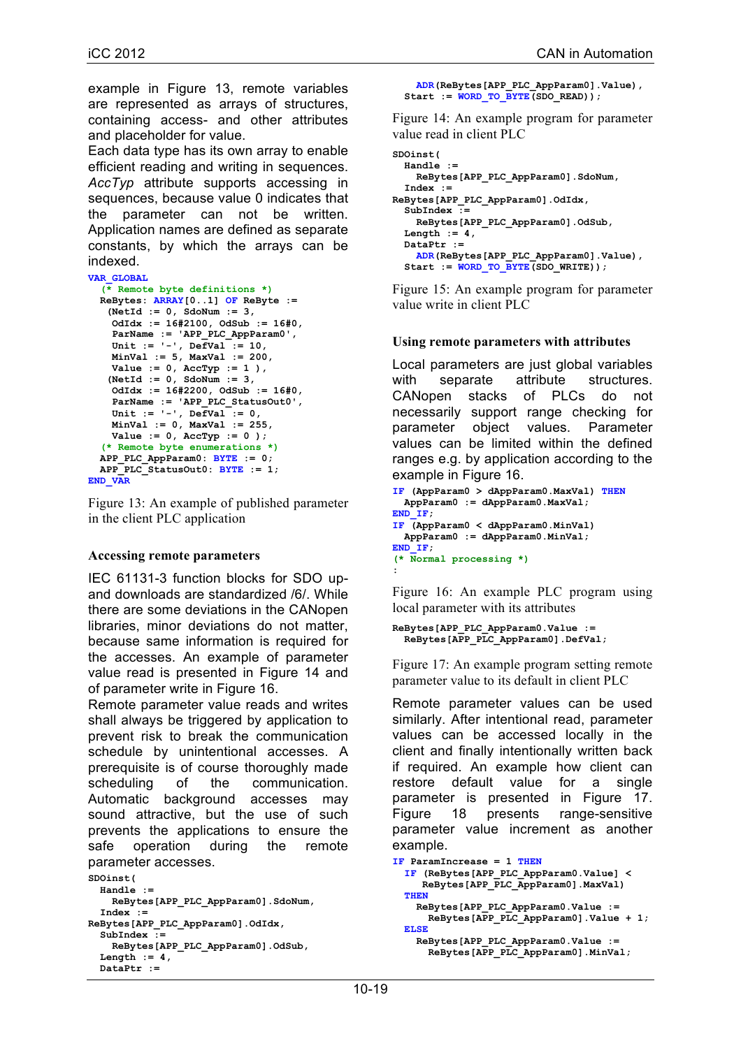example in Figure 13, remote variables are represented as arrays of structures, containing access- and other attributes and placeholder for value.
Each data type has its own array to enable efficient reading and writing in sequences. *AccTyp* attribute supports accessing in sequences, because value 0 indicates that the parameter can not be written. Application names are defined as separate constants, by which the arrays can be indexed.

```
VAR_GLOBAL
  (* Remote byte definitions *)
  ReBytes: ARRAY[0..1] OF ReByte :=
   (NetId := 0, SdoNum := 3,
    OdIdx := 16#2100, OdSub := 16#0,
    ParName := 'APP_PLC_AppParam0',
    Unit := '-', DefVal := 10,
    MinVal := 5, MaxVal := 200,
    Value := 0, AccTyp := 1 ),
   (NetId := 0, SdoNum := 3,
    OdIdx := 16#2200, OdSub := 16#0,
    ParName := 'APP_PLC_StatusOut0',
    Unit := '-', DefVal := 0,
    MinVal := 0, MaxVal := 255,
    Value := 0, AccTyp := 0 );
  (* Remote byte enumerations *)
  APP_PLC_AppParam0: BYTE := 0;
  APP_PLC_StatusOut0: BYTE := 1;
END_VAR
```

Figure 13: An example of published parameter in the client PLC application

### Accessing remote parameters

IEC 61131-3 function blocks for SDO up- and downloads are standardized /6/. While there are some deviations in the CANopen libraries, minor deviations do not matter, because same information is required for the accesses. An example of parameter value read is presented in Figure 14 and of parameter write in Figure 16.
Remote parameter value reads and writes shall always be triggered by application to prevent risk to break the communication schedule by unintentional accesses. A prerequisite is of course thoroughly made scheduling of the communication. Automatic background accesses may sound attractive, but the use of such prevents the applications to ensure the safe operation during the remote parameter accesses.

```
SDOinst(
  Handle :=
    ReBytes[APP_PLC_AppParam0].SdoNum,
  Index :=
ReBytes[APP_PLC_AppParam0].OdIdx,
  SubIndex :=
    ReBytes[APP_PLC_AppParam0].OdSub,
  Length := 4,
  DataPtr :=
    ADR(ReBytes[APP_PLC_AppParam0].Value),
  Start := WORD_TO_BYTE(SDO_READ));
```

Figure 14: An example program for parameter value read in client PLC

```
SDOinst(
  Handle :=
    ReBytes[APP_PLC_AppParam0].SdoNum,
  Index :=
ReBytes[APP_PLC_AppParam0].OdIdx,
  SubIndex :=
    ReBytes[APP_PLC_AppParam0].OdSub,
  Length := 4,
  DataPtr :=
    ADR(ReBytes[APP_PLC_AppParam0].Value),
  Start := WORD_TO_BYTE(SDO_WRITE));
```

Figure 15: An example program for parameter value write in client PLC

### Using remote parameters with attributes

Local parameters are just global variables with separate attribute structures. CANopen stacks of PLCs do not necessarily support range checking for parameter object values. Parameter values can be limited within the defined ranges e.g. by application according to the example in Figure 16.

```
IF (AppParam0 > dAppParam0.MaxVal) THEN
  AppParam0 := dAppParam0.MaxVal;
END_IF;
IF (AppParam0 < dAppParam0.MinVal)
  AppParam0 := dAppParam0.MinVal;
END_IF;
(* Normal processing *)
:
```

Figure 16: An example PLC program using local parameter with its attributes

```
ReBytes[APP_PLC_AppParam0.Value :=
  ReBytes[APP_PLC_AppParam0].DefVal;
```

Figure 17: An example program setting remote parameter value to its default in client PLC

Remote parameter values can be used similarly. After intentional read, parameter values can be accessed locally in the client and finally intentionally written back if required. An example how client can restore default value for a single parameter is presented in Figure 17. Figure 18 presents range-sensitive parameter value increment as another example.

```
IF ParamIncrease = 1 THEN
  IF (ReBytes[APP_PLC_AppParam0.Value] <
     ReBytes[APP_PLC_AppParam0].MaxVal)
  THEN
    ReBytes[APP_PLC_AppParam0.Value :=
      ReBytes[APP_PLC_AppParam0].Value + 1;
  ELSE
    ReBytes[APP_PLC_AppParam0.Value :=
      ReBytes[APP_PLC_AppParam0].MinVal;
```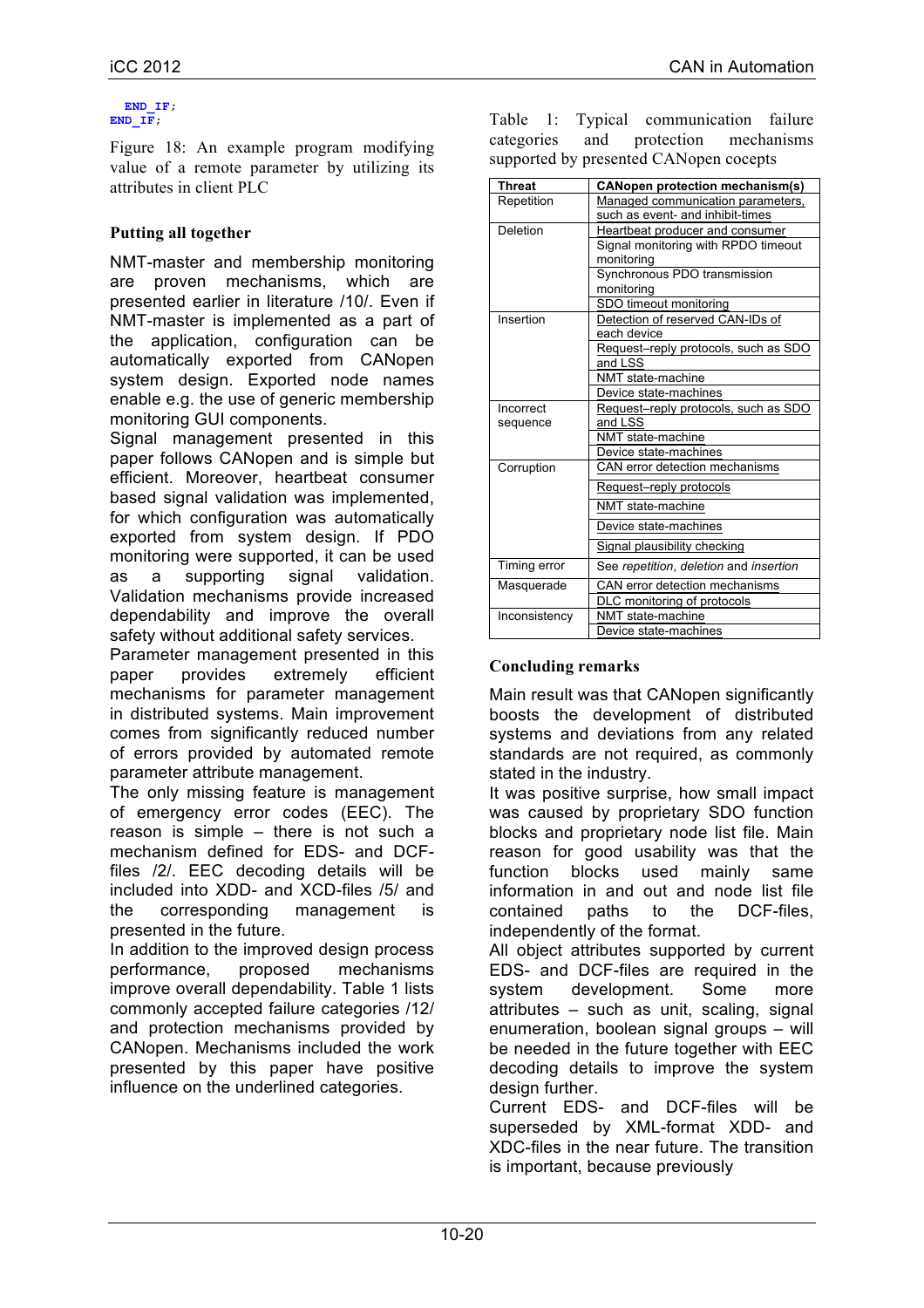```
    END_IF;
END_IF;
```

Figure 18: An example program modifying value of a remote parameter by utilizing its attributes in client PLC

### Putting all together

NMT-master and membership monitoring are proven mechanisms, which are presented earlier in literature /10/. Even if NMT-master is implemented as a part of the application, configuration can be automatically exported from CANopen system design. Exported node names enable e.g. the use of generic membership monitoring GUI components.

Signal management presented in this paper follows CANopen and is simple but efficient. Moreover, heartbeat consumer based signal validation was implemented, for which configuration was automatically exported from system design. If PDO monitoring were supported, it can be used as a supporting signal validation. Validation mechanisms provide increased dependability and improve the overall safety without additional safety services.

Parameter management presented in this paper provides extremely efficient mechanisms for parameter management in distributed systems. Main improvement comes from significantly reduced number of errors provided by automated remote parameter attribute management.

The only missing feature is management of emergency error codes (EEC). The reason is simple – there is not such a mechanism defined for EDS- and DCF-files /2/. EEC decoding details will be included into XDD- and XCD-files /5/ and the corresponding management is presented in the future.

In addition to the improved design process performance, proposed mechanisms improve overall dependability. Table 1 lists commonly accepted failure categories /12/ and protection mechanisms provided by CANopen. Mechanisms included the work presented by this paper have positive influence on the underlined categories.

Table 1: Typical communication failure categories and protection mechanisms supported by presented CANopen cocepts

| Threat | CANopen protection mechanism(s) |
|---|---|
| Repetition | Managed communication parameters, such as event- and inhibit-times |
| Deletion | Heartbeat producer and consumer |
| | Signal monitoring with RPDO timeout monitoring |
| | Synchronous PDO transmission monitoring |
| | SDO timeout monitoring |
| Insertion | Detection of reserved CAN-IDs of each device |
| | Request–reply protocols, such as SDO and LSS |
| | NMT state-machine |
| | Device state-machines |
| Incorrect sequence | Request–reply protocols, such as SDO and LSS |
| | NMT state-machine |
| | Device state-machines |
| Corruption | CAN error detection mechanisms |
| | Request–reply protocols |
| | NMT state-machine |
| | Device state-machines |
| | Signal plausibility checking |
| Timing error | See *repetition*, *deletion* and *insertion* |
| Masquerade | CAN error detection mechanisms |
| | DLC monitoring of protocols |
| Inconsistency | NMT state-machine |
| | Device state-machines |

### Concluding remarks

Main result was that CANopen significantly boosts the development of distributed systems and deviations from any related standards are not required, as commonly stated in the industry.

It was positive surprise, how small impact was caused by proprietary SDO function blocks and proprietary node list file. Main reason for good usability was that the function blocks used mainly same information in and out and node list file contained paths to the DCF-files, independently of the format.

All object attributes supported by current EDS- and DCF-files are required in the system development. Some more attributes – such as unit, scaling, signal enumeration, boolean signal groups – will be needed in the future together with EEC decoding details to improve the system design further.

Current EDS- and DCF-files will be superseded by XML-format XDD- and XDC-files in the near future. The transition is important, because previously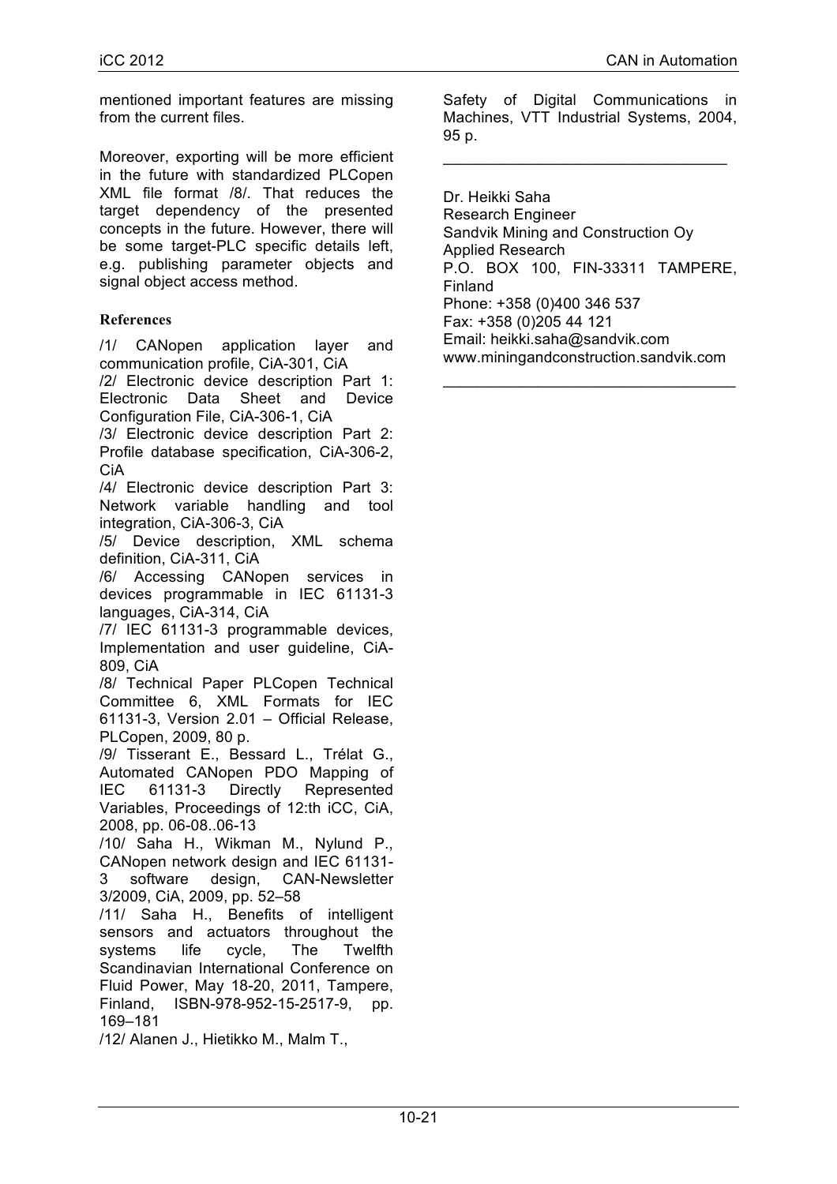mentioned important features are missing from the current files.

Moreover, exporting will be more efficient in the future with standardized PLCopen XML file format /8/. That reduces the target dependency of the presented concepts in the future. However, there will be some target-PLC specific details left, e.g. publishing parameter objects and signal object access method.

### References

/1/ CANopen application layer and communication profile, CiA-301, CiA

/2/ Electronic device description Part 1: Electronic Data Sheet and Device Configuration File, CiA-306-1, CiA

/3/ Electronic device description Part 2: Profile database specification, CiA-306-2, CiA

/4/ Electronic device description Part 3: Network variable handling and tool integration, CiA-306-3, CiA

/5/ Device description, XML schema definition, CiA-311, CiA

/6/ Accessing CANopen services in devices programmable in IEC 61131-3 languages, CiA-314, CiA

/7/ IEC 61131-3 programmable devices, Implementation and user guideline, CiA-809, CiA

/8/ Technical Paper PLCopen Technical Committee 6, XML Formats for IEC 61131-3, Version 2.01 – Official Release, PLCopen, 2009, 80 p.

/9/ Tisserant E., Bessard L., Trélat G., Automated CANopen PDO Mapping of IEC 61131-3 Directly Represented Variables, Proceedings of 12:th iCC, CiA, 2008, pp. 06-08..06-13

/10/ Saha H., Wikman M., Nylund P., CANopen network design and IEC 61131-3 software design, CAN-Newsletter 3/2009, CiA, 2009, pp. 52–58

/11/ Saha H., Benefits of intelligent sensors and actuators throughout the systems life cycle, The Twelfth Scandinavian International Conference on Fluid Power, May 18-20, 2011, Tampere, Finland, ISBN-978-952-15-2517-9, pp. 169–181

/12/ Alanen J., Hietikko M., Malm T., Safety of Digital Communications in Machines, VTT Industrial Systems, 2004, 95 p.

---

Dr. Heikki Saha
Research Engineer
Sandvik Mining and Construction Oy
Applied Research
P.O. BOX 100, FIN-33311 TAMPERE, Finland
Phone: +358 (0)400 346 537
Fax: +358 (0)205 44 121
Email: heikki.saha@sandvik.com
www.miningandconstruction.sandvik.com

---